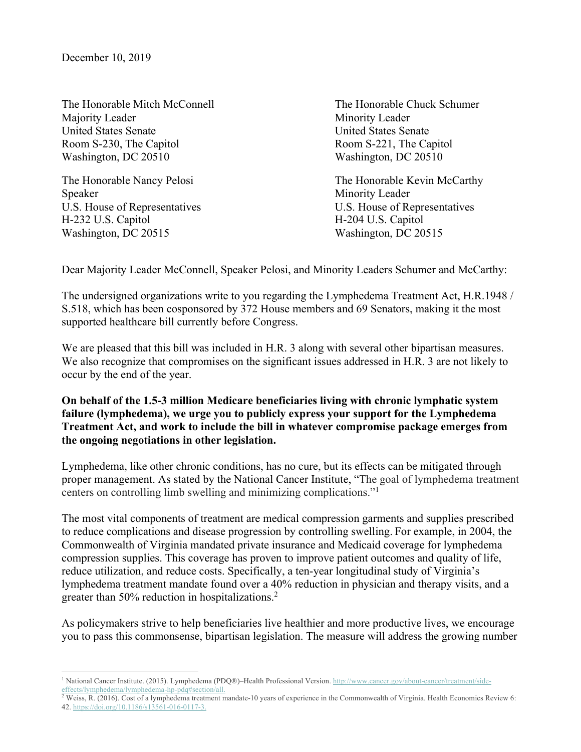December 10, 2019

The Honorable Mitch McConnell
Majority Leader
United States Senate
Room S-230, The Capitol
Washington, DC 20510

The Honorable Chuck Schumer
Minority Leader
United States Senate
Room S-221, The Capitol
Washington, DC 20510

The Honorable Nancy Pelosi
Speaker
U.S. House of Representatives
H-232 U.S. Capitol
Washington, DC 20515

The Honorable Kevin McCarthy
Minority Leader
U.S. House of Representatives
H-204 U.S. Capitol
Washington, DC 20515

Dear Majority Leader McConnell, Speaker Pelosi, and Minority Leaders Schumer and McCarthy:

The undersigned organizations write to you regarding the Lymphedema Treatment Act, H.R.1948 / S.518, which has been cosponsored by 372 House members and 69 Senators, making it the most supported healthcare bill currently before Congress.

We are pleased that this bill was included in H.R. 3 along with several other bipartisan measures. We also recognize that compromises on the significant issues addressed in H.R. 3 are not likely to occur by the end of the year.

**On behalf of the 1.5-3 million Medicare beneficiaries living with chronic lymphatic system failure (lymphedema), we urge you to publicly express your support for the Lymphedema Treatment Act, and work to include the bill in whatever compromise package emerges from the ongoing negotiations in other legislation.**

Lymphedema, like other chronic conditions, has no cure, but its effects can be mitigated through proper management. As stated by the National Cancer Institute, "The goal of lymphedema treatment centers on controlling limb swelling and minimizing complications."[1]

The most vital components of treatment are medical compression garments and supplies prescribed to reduce complications and disease progression by controlling swelling. For example, in 2004, the Commonwealth of Virginia mandated private insurance and Medicaid coverage for lymphedema compression supplies. This coverage has proven to improve patient outcomes and quality of life, reduce utilization, and reduce costs. Specifically, a ten-year longitudinal study of Virginia's lymphedema treatment mandate found over a 40% reduction in physician and therapy visits, and a greater than 50% reduction in hospitalizations.[2]

As policymakers strive to help beneficiaries live healthier and more productive lives, we encourage you to pass this commonsense, bipartisan legislation. The measure will address the growing number

---

[1] National Cancer Institute. (2015). Lymphedema (PDQ®)–Health Professional Version. http://www.cancer.gov/about-cancer/treatment/side-effects/lymphedema/lymphedema-hp-pdq#section/all.

[2] Weiss, R. (2016). Cost of a lymphedema treatment mandate-10 years of experience in the Commonwealth of Virginia. Health Economics Review 6: 42. https://doi.org/10.1186/s13561-016-0117-3.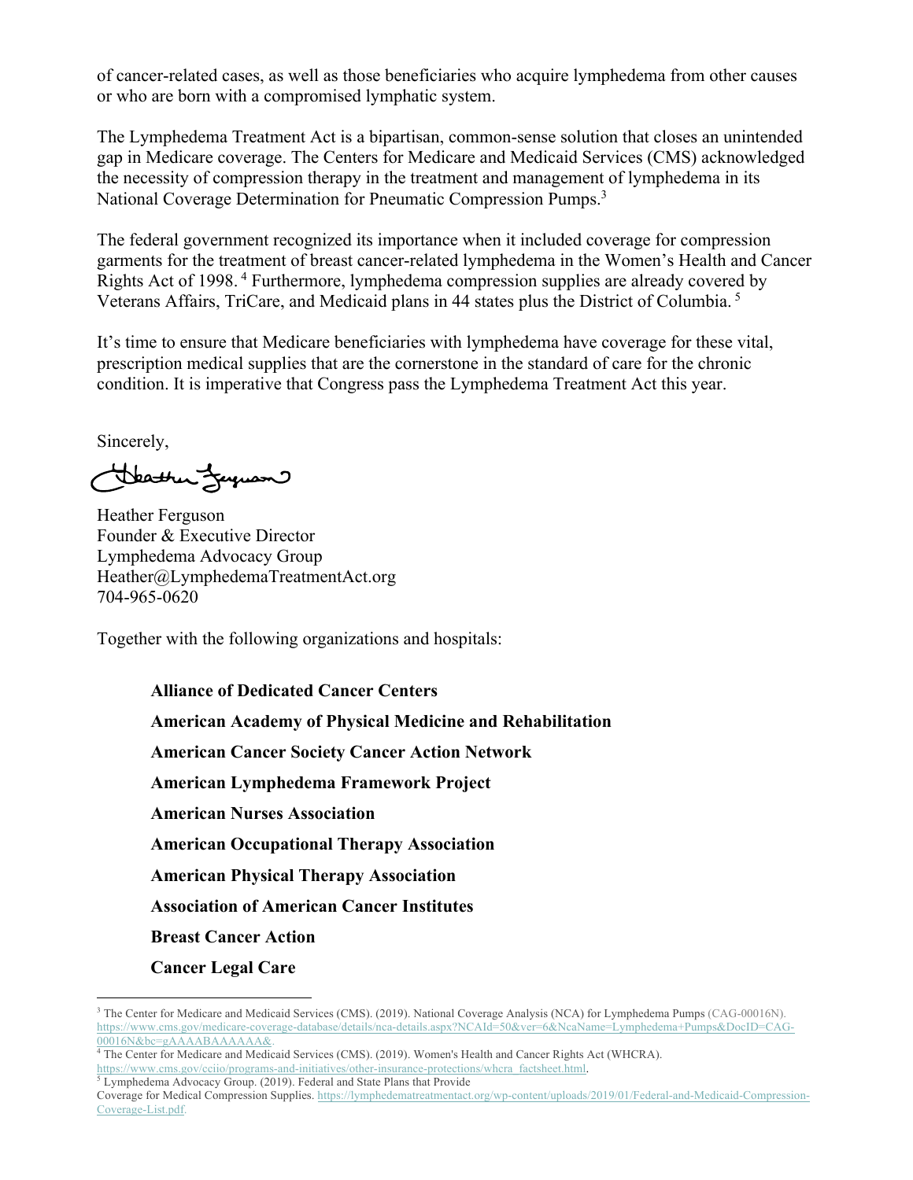of cancer-related cases, as well as those beneficiaries who acquire lymphedema from other causes or who are born with a compromised lymphatic system.

The Lymphedema Treatment Act is a bipartisan, common-sense solution that closes an unintended gap in Medicare coverage. The Centers for Medicare and Medicaid Services (CMS) acknowledged the necessity of compression therapy in the treatment and management of lymphedema in its National Coverage Determination for Pneumatic Compression Pumps.[3]

The federal government recognized its importance when it included coverage for compression garments for the treatment of breast cancer-related lymphedema in the Women's Health and Cancer Rights Act of 1998.[4] Furthermore, lymphedema compression supplies are already covered by Veterans Affairs, TriCare, and Medicaid plans in 44 states plus the District of Columbia.[5]

It's time to ensure that Medicare beneficiaries with lymphedema have coverage for these vital, prescription medical supplies that are the cornerstone in the standard of care for the chronic condition. It is imperative that Congress pass the Lymphedema Treatment Act this year.

Sincerely,

Heather Ferguson
Founder & Executive Director
Lymphedema Advocacy Group
Heather@LymphedemaTreatmentAct.org
704-965-0620

Together with the following organizations and hospitals:

**Alliance of Dedicated Cancer Centers**

**American Academy of Physical Medicine and Rehabilitation**

**American Cancer Society Cancer Action Network**

**American Lymphedema Framework Project**

**American Nurses Association**

**American Occupational Therapy Association**

**American Physical Therapy Association**

**Association of American Cancer Institutes**

**Breast Cancer Action**

**Cancer Legal Care**

---

[3] The Center for Medicare and Medicaid Services (CMS). (2019). National Coverage Analysis (NCA) for Lymphedema Pumps (CAG-00016N). https://www.cms.gov/medicare-coverage-database/details/nca-details.aspx?NCAId=50&ver=6&NcaName=Lymphedema+Pumps&DocID=CAG-00016N&bc=gAAAABAAAAAA&.

[4] The Center for Medicare and Medicaid Services (CMS). (2019). Women's Health and Cancer Rights Act (WHCRA). https://www.cms.gov/cciio/programs-and-initiatives/other-insurance-protections/whcra_factsheet.html.

[5] Lymphedema Advocacy Group. (2019). Federal and State Plans that Provide Coverage for Medical Compression Supplies. https://lymphedematreatmentact.org/wp-content/uploads/2019/01/Federal-and-Medicaid-Compression-Coverage-List.pdf.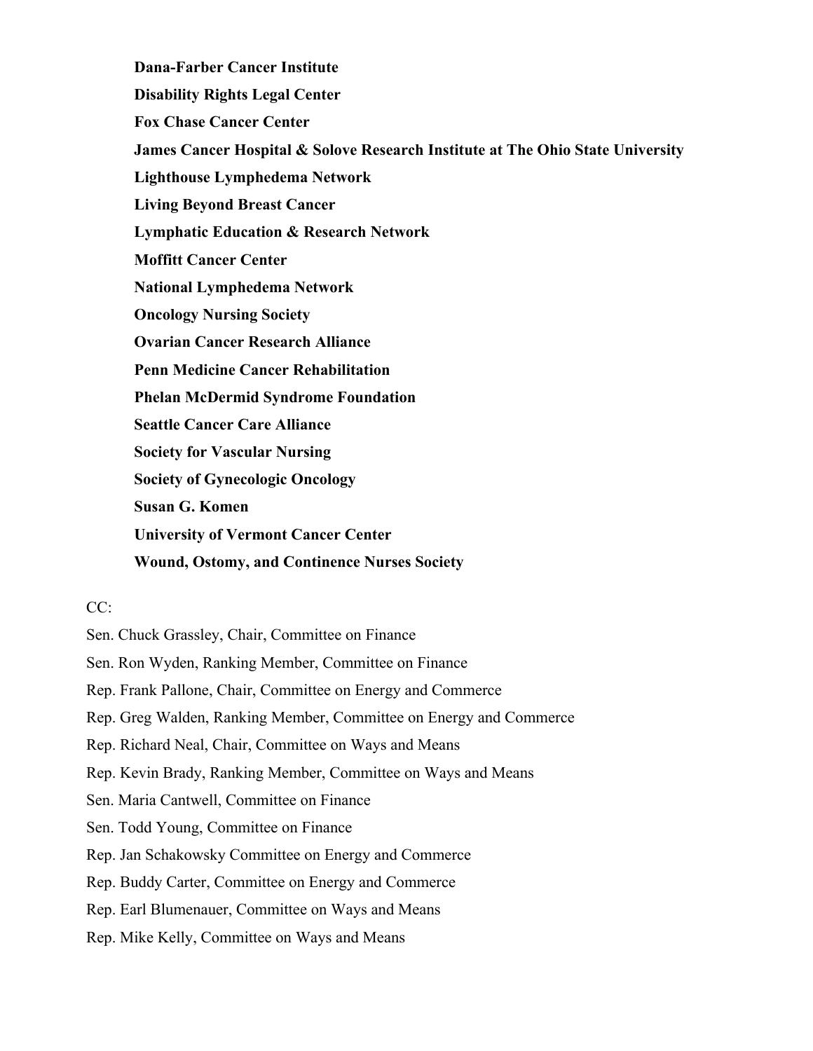**Dana-Farber Cancer Institute**

**Disability Rights Legal Center**

**Fox Chase Cancer Center**

**James Cancer Hospital & Solove Research Institute at The Ohio State University**

**Lighthouse Lymphedema Network**

**Living Beyond Breast Cancer**

**Lymphatic Education & Research Network**

**Moffitt Cancer Center**

**National Lymphedema Network**

**Oncology Nursing Society**

**Ovarian Cancer Research Alliance**

**Penn Medicine Cancer Rehabilitation**

**Phelan McDermid Syndrome Foundation**

**Seattle Cancer Care Alliance**

**Society for Vascular Nursing**

**Society of Gynecologic Oncology**

**Susan G. Komen**

**University of Vermont Cancer Center**

**Wound, Ostomy, and Continence Nurses Society**

CC:

Sen. Chuck Grassley, Chair, Committee on Finance

Sen. Ron Wyden, Ranking Member, Committee on Finance

Rep. Frank Pallone, Chair, Committee on Energy and Commerce

Rep. Greg Walden, Ranking Member, Committee on Energy and Commerce

Rep. Richard Neal, Chair, Committee on Ways and Means

Rep. Kevin Brady, Ranking Member, Committee on Ways and Means

Sen. Maria Cantwell, Committee on Finance

Sen. Todd Young, Committee on Finance

Rep. Jan Schakowsky Committee on Energy and Commerce

Rep. Buddy Carter, Committee on Energy and Commerce

Rep. Earl Blumenauer, Committee on Ways and Means

Rep. Mike Kelly, Committee on Ways and Means